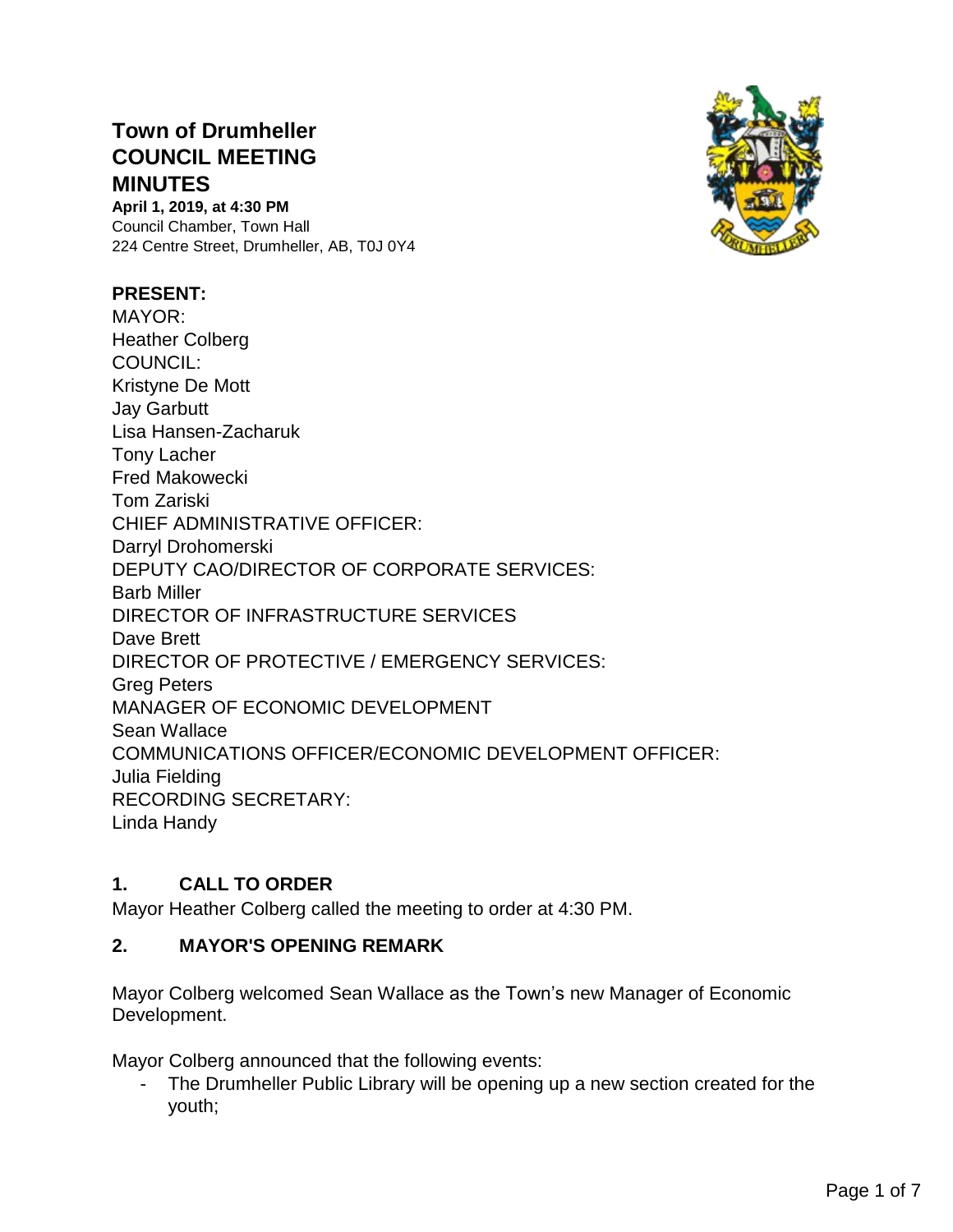# Town of Drumheller COUNCIL MEETING MINUTES

**April 1, 2019, at 4:30 PM**
Council Chamber, Town Hall
224 Centre Street, Drumheller, AB, T0J 0Y4

**PRESENT:**
MAYOR:
Heather Colberg
COUNCIL:
Kristyne De Mott
Jay Garbutt
Lisa Hansen-Zacharuk
Tony Lacher
Fred Makowecki
Tom Zariski
CHIEF ADMINISTRATIVE OFFICER:
Darryl Drohomerski
DEPUTY CAO/DIRECTOR OF CORPORATE SERVICES:
Barb Miller
DIRECTOR OF INFRASTRUCTURE SERVICES
Dave Brett
DIRECTOR OF PROTECTIVE / EMERGENCY SERVICES:
Greg Peters
MANAGER OF ECONOMIC DEVELOPMENT
Sean Wallace
COMMUNICATIONS OFFICER/ECONOMIC DEVELOPMENT OFFICER:
Julia Fielding
RECORDING SECRETARY:
Linda Handy

## 1. CALL TO ORDER

Mayor Heather Colberg called the meeting to order at 4:30 PM.

## 2. MAYOR'S OPENING REMARK

Mayor Colberg welcomed Sean Wallace as the Town's new Manager of Economic Development.

Mayor Colberg announced that the following events:

- The Drumheller Public Library will be opening up a new section created for the youth;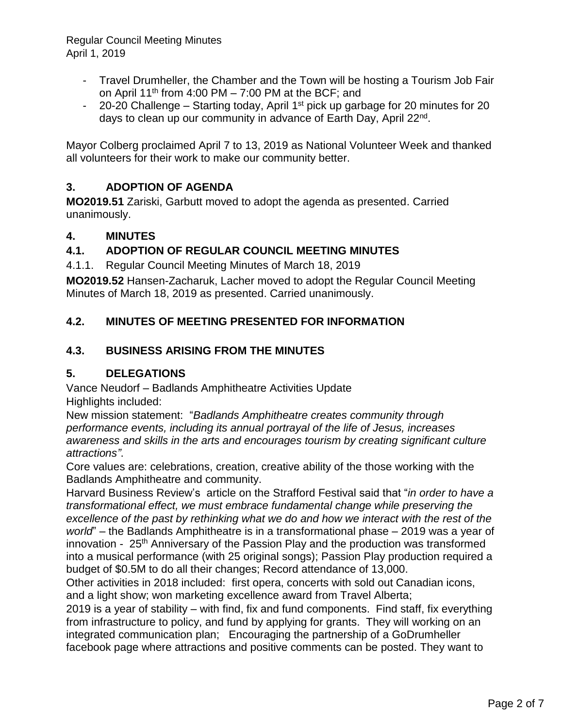- Travel Drumheller, the Chamber and the Town will be hosting a Tourism Job Fair on April 11th from 4:00 PM – 7:00 PM at the BCF; and
- 20-20 Challenge – Starting today, April 1st pick up garbage for 20 minutes for 20 days to clean up our community in advance of Earth Day, April 22nd.

Mayor Colberg proclaimed April 7 to 13, 2019 as National Volunteer Week and thanked all volunteers for their work to make our community better.

## 3. ADOPTION OF AGENDA

**MO2019.51** Zariski, Garbutt moved to adopt the agenda as presented. Carried unanimously.

## 4. MINUTES

## 4.1. ADOPTION OF REGULAR COUNCIL MEETING MINUTES

4.1.1. Regular Council Meeting Minutes of March 18, 2019

**MO2019.52** Hansen-Zacharuk, Lacher moved to adopt the Regular Council Meeting Minutes of March 18, 2019 as presented. Carried unanimously.

## 4.2. MINUTES OF MEETING PRESENTED FOR INFORMATION

## 4.3. BUSINESS ARISING FROM THE MINUTES

## 5. DELEGATIONS

Vance Neudorf – Badlands Amphitheatre Activities Update
Highlights included:
New mission statement: "*Badlands Amphitheatre creates community through performance events, including its annual portrayal of the life of Jesus, increases awareness and skills in the arts and encourages tourism by creating significant culture attractions"*.
Core values are: celebrations, creation, creative ability of the those working with the Badlands Amphitheatre and community.
Harvard Business Review's article on the Strafford Festival said that "*in order to have a transformational effect, we must embrace fundamental change while preserving the excellence of the past by rethinking what we do and how we interact with the rest of the world*" – the Badlands Amphitheatre is in a transformational phase – 2019 was a year of innovation - 25th Anniversary of the Passion Play and the production was transformed into a musical performance (with 25 original songs); Passion Play production required a budget of $0.5M to do all their changes; Record attendance of 13,000.
Other activities in 2018 included: first opera, concerts with sold out Canadian icons, and a light show; won marketing excellence award from Travel Alberta;
2019 is a year of stability – with find, fix and fund components. Find staff, fix everything from infrastructure to policy, and fund by applying for grants. They will working on an integrated communication plan; Encouraging the partnership of a GoDrumheller facebook page where attractions and positive comments can be posted. They want to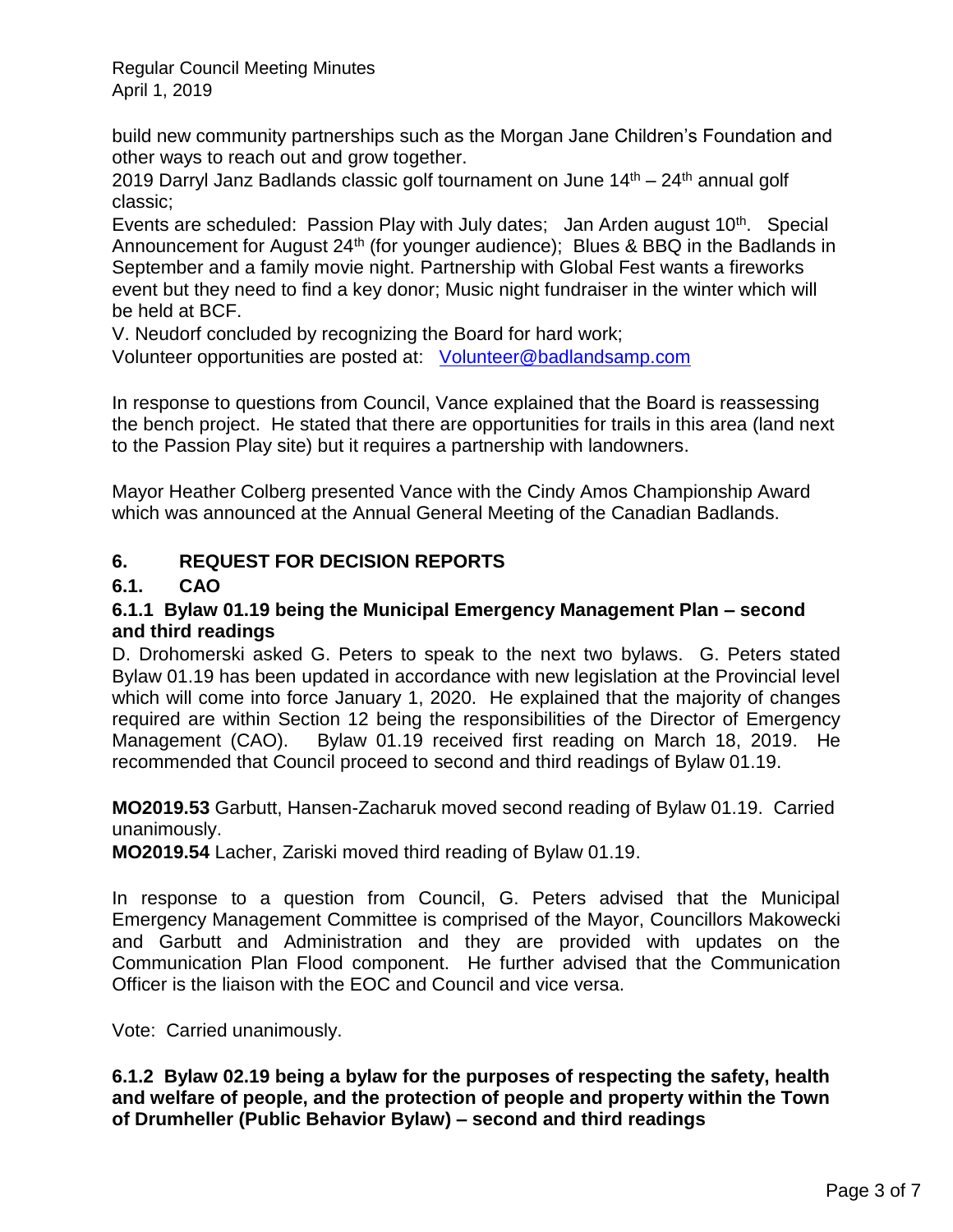build new community partnerships such as the Morgan Jane Children's Foundation and other ways to reach out and grow together.

2019 Darryl Janz Badlands classic golf tournament on June 14th – 24th annual golf classic;

Events are scheduled: Passion Play with July dates; Jan Arden august 10th. Special Announcement for August 24th (for younger audience); Blues & BBQ in the Badlands in September and a family movie night. Partnership with Global Fest wants a fireworks event but they need to find a key donor; Music night fundraiser in the winter which will be held at BCF.

V. Neudorf concluded by recognizing the Board for hard work;

Volunteer opportunities are posted at: Volunteer@badlandsamp.com

In response to questions from Council, Vance explained that the Board is reassessing the bench project. He stated that there are opportunities for trails in this area (land next to the Passion Play site) but it requires a partnership with landowners.

Mayor Heather Colberg presented Vance with the Cindy Amos Championship Award which was announced at the Annual General Meeting of the Canadian Badlands.

## 6. REQUEST FOR DECISION REPORTS

### 6.1. CAO

#### 6.1.1 Bylaw 01.19 being the Municipal Emergency Management Plan – second and third readings

D. Drohomerski asked G. Peters to speak to the next two bylaws. G. Peters stated Bylaw 01.19 has been updated in accordance with new legislation at the Provincial level which will come into force January 1, 2020. He explained that the majority of changes required are within Section 12 being the responsibilities of the Director of Emergency Management (CAO). Bylaw 01.19 received first reading on March 18, 2019. He recommended that Council proceed to second and third readings of Bylaw 01.19.

**MO2019.53** Garbutt, Hansen-Zacharuk moved second reading of Bylaw 01.19. Carried unanimously.

**MO2019.54** Lacher, Zariski moved third reading of Bylaw 01.19.

In response to a question from Council, G. Peters advised that the Municipal Emergency Management Committee is comprised of the Mayor, Councillors Makowecki and Garbutt and Administration and they are provided with updates on the Communication Plan Flood component. He further advised that the Communication Officer is the liaison with the EOC and Council and vice versa.

Vote: Carried unanimously.

#### 6.1.2 Bylaw 02.19 being a bylaw for the purposes of respecting the safety, health and welfare of people, and the protection of people and property within the Town of Drumheller (Public Behavior Bylaw) – second and third readings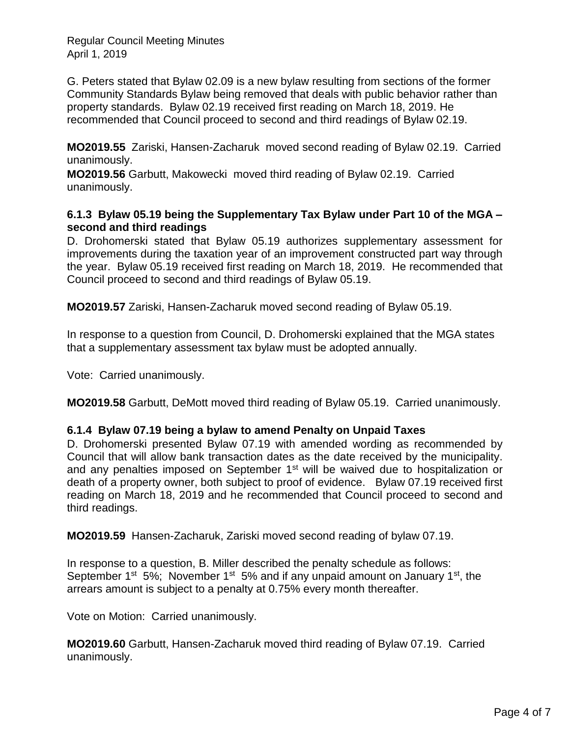G. Peters stated that Bylaw 02.09 is a new bylaw resulting from sections of the former Community Standards Bylaw being removed that deals with public behavior rather than property standards. Bylaw 02.19 received first reading on March 18, 2019. He recommended that Council proceed to second and third readings of Bylaw 02.19.

**MO2019.55** Zariski, Hansen-Zacharuk moved second reading of Bylaw 02.19. Carried unanimously.
**MO2019.56** Garbutt, Makowecki moved third reading of Bylaw 02.19. Carried unanimously.

### 6.1.3 Bylaw 05.19 being the Supplementary Tax Bylaw under Part 10 of the MGA – second and third readings

D. Drohomerski stated that Bylaw 05.19 authorizes supplementary assessment for improvements during the taxation year of an improvement constructed part way through the year. Bylaw 05.19 received first reading on March 18, 2019. He recommended that Council proceed to second and third readings of Bylaw 05.19.

**MO2019.57** Zariski, Hansen-Zacharuk moved second reading of Bylaw 05.19.

In response to a question from Council, D. Drohomerski explained that the MGA states that a supplementary assessment tax bylaw must be adopted annually.

Vote: Carried unanimously.

**MO2019.58** Garbutt, DeMott moved third reading of Bylaw 05.19. Carried unanimously.

### 6.1.4 Bylaw 07.19 being a bylaw to amend Penalty on Unpaid Taxes

D. Drohomerski presented Bylaw 07.19 with amended wording as recommended by Council that will allow bank transaction dates as the date received by the municipality. and any penalties imposed on September 1st will be waived due to hospitalization or death of a property owner, both subject to proof of evidence. Bylaw 07.19 received first reading on March 18, 2019 and he recommended that Council proceed to second and third readings.

**MO2019.59** Hansen-Zacharuk, Zariski moved second reading of bylaw 07.19.

In response to a question, B. Miller described the penalty schedule as follows: September 1st 5%; November 1st 5% and if any unpaid amount on January 1st, the arrears amount is subject to a penalty at 0.75% every month thereafter.

Vote on Motion: Carried unanimously.

**MO2019.60** Garbutt, Hansen-Zacharuk moved third reading of Bylaw 07.19. Carried unanimously.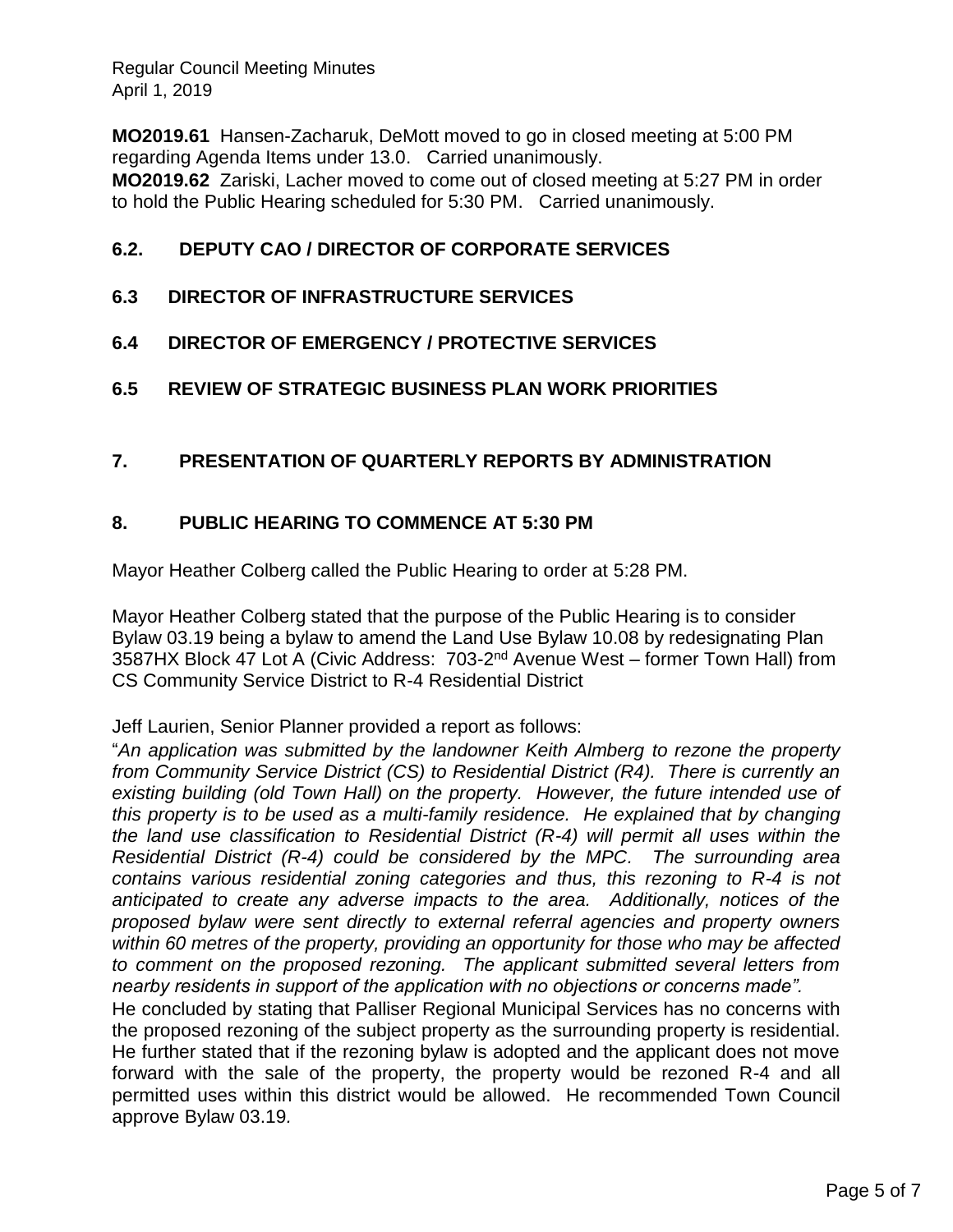**MO2019.61** Hansen-Zacharuk, DeMott moved to go in closed meeting at 5:00 PM regarding Agenda Items under 13.0. Carried unanimously.
**MO2019.62** Zariski, Lacher moved to come out of closed meeting at 5:27 PM in order to hold the Public Hearing scheduled for 5:30 PM. Carried unanimously.

## 6.2. DEPUTY CAO / DIRECTOR OF CORPORATE SERVICES

## 6.3 DIRECTOR OF INFRASTRUCTURE SERVICES

## 6.4 DIRECTOR OF EMERGENCY / PROTECTIVE SERVICES

## 6.5 REVIEW OF STRATEGIC BUSINESS PLAN WORK PRIORITIES

## 7. PRESENTATION OF QUARTERLY REPORTS BY ADMINISTRATION

## 8. PUBLIC HEARING TO COMMENCE AT 5:30 PM

Mayor Heather Colberg called the Public Hearing to order at 5:28 PM.

Mayor Heather Colberg stated that the purpose of the Public Hearing is to consider Bylaw 03.19 being a bylaw to amend the Land Use Bylaw 10.08 by redesignating Plan 3587HX Block 47 Lot A (Civic Address: 703-2nd Avenue West – former Town Hall) from CS Community Service District to R-4 Residential District

Jeff Laurien, Senior Planner provided a report as follows:

"*An application was submitted by the landowner Keith Almberg to rezone the property from Community Service District (CS) to Residential District (R4). There is currently an existing building (old Town Hall) on the property. However, the future intended use of this property is to be used as a multi-family residence. He explained that by changing the land use classification to Residential District (R-4) will permit all uses within the Residential District (R-4) could be considered by the MPC. The surrounding area contains various residential zoning categories and thus, this rezoning to R-4 is not anticipated to create any adverse impacts to the area. Additionally, notices of the proposed bylaw were sent directly to external referral agencies and property owners within 60 metres of the property, providing an opportunity for those who may be affected to comment on the proposed rezoning. The applicant submitted several letters from nearby residents in support of the application with no objections or concerns made".*

He concluded by stating that Palliser Regional Municipal Services has no concerns with the proposed rezoning of the subject property as the surrounding property is residential. He further stated that if the rezoning bylaw is adopted and the applicant does not move forward with the sale of the property, the property would be rezoned R-4 and all permitted uses within this district would be allowed. He recommended Town Council approve Bylaw 03.19.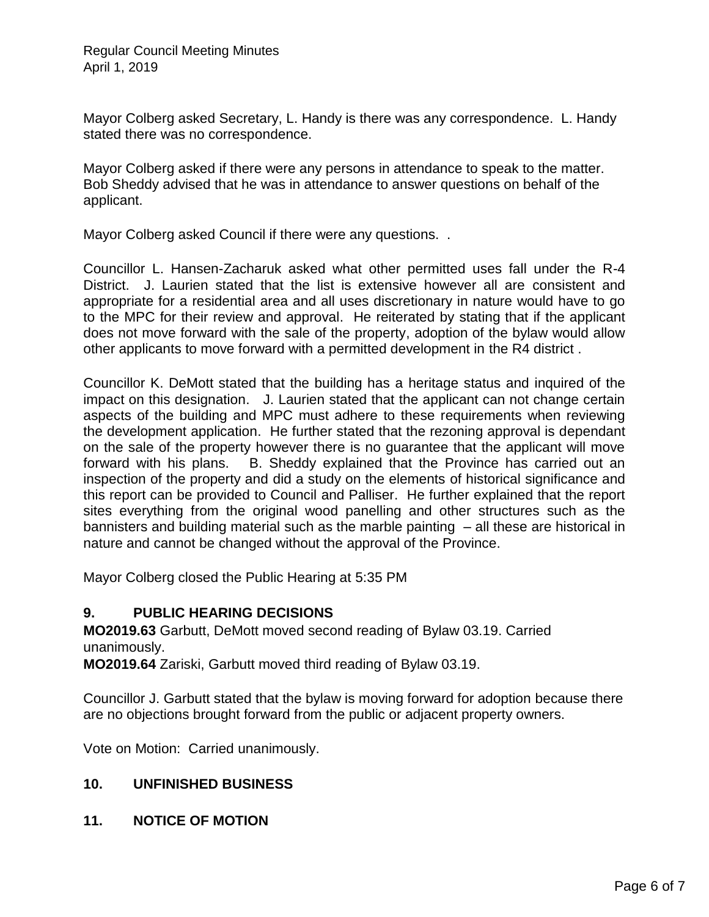Mayor Colberg asked Secretary, L. Handy is there was any correspondence. L. Handy stated there was no correspondence.

Mayor Colberg asked if there were any persons in attendance to speak to the matter. Bob Sheddy advised that he was in attendance to answer questions on behalf of the applicant.

Mayor Colberg asked Council if there were any questions. .

Councillor L. Hansen-Zacharuk asked what other permitted uses fall under the R-4 District. J. Laurien stated that the list is extensive however all are consistent and appropriate for a residential area and all uses discretionary in nature would have to go to the MPC for their review and approval. He reiterated by stating that if the applicant does not move forward with the sale of the property, adoption of the bylaw would allow other applicants to move forward with a permitted development in the R4 district .

Councillor K. DeMott stated that the building has a heritage status and inquired of the impact on this designation. J. Laurien stated that the applicant can not change certain aspects of the building and MPC must adhere to these requirements when reviewing the development application. He further stated that the rezoning approval is dependant on the sale of the property however there is no guarantee that the applicant will move forward with his plans. B. Sheddy explained that the Province has carried out an inspection of the property and did a study on the elements of historical significance and this report can be provided to Council and Palliser. He further explained that the report sites everything from the original wood panelling and other structures such as the bannisters and building material such as the marble painting – all these are historical in nature and cannot be changed without the approval of the Province.

Mayor Colberg closed the Public Hearing at 5:35 PM

## 9. PUBLIC HEARING DECISIONS

**MO2019.63** Garbutt, DeMott moved second reading of Bylaw 03.19. Carried unanimously.

**MO2019.64** Zariski, Garbutt moved third reading of Bylaw 03.19.

Councillor J. Garbutt stated that the bylaw is moving forward for adoption because there are no objections brought forward from the public or adjacent property owners.

Vote on Motion: Carried unanimously.

## 10. UNFINISHED BUSINESS

## 11. NOTICE OF MOTION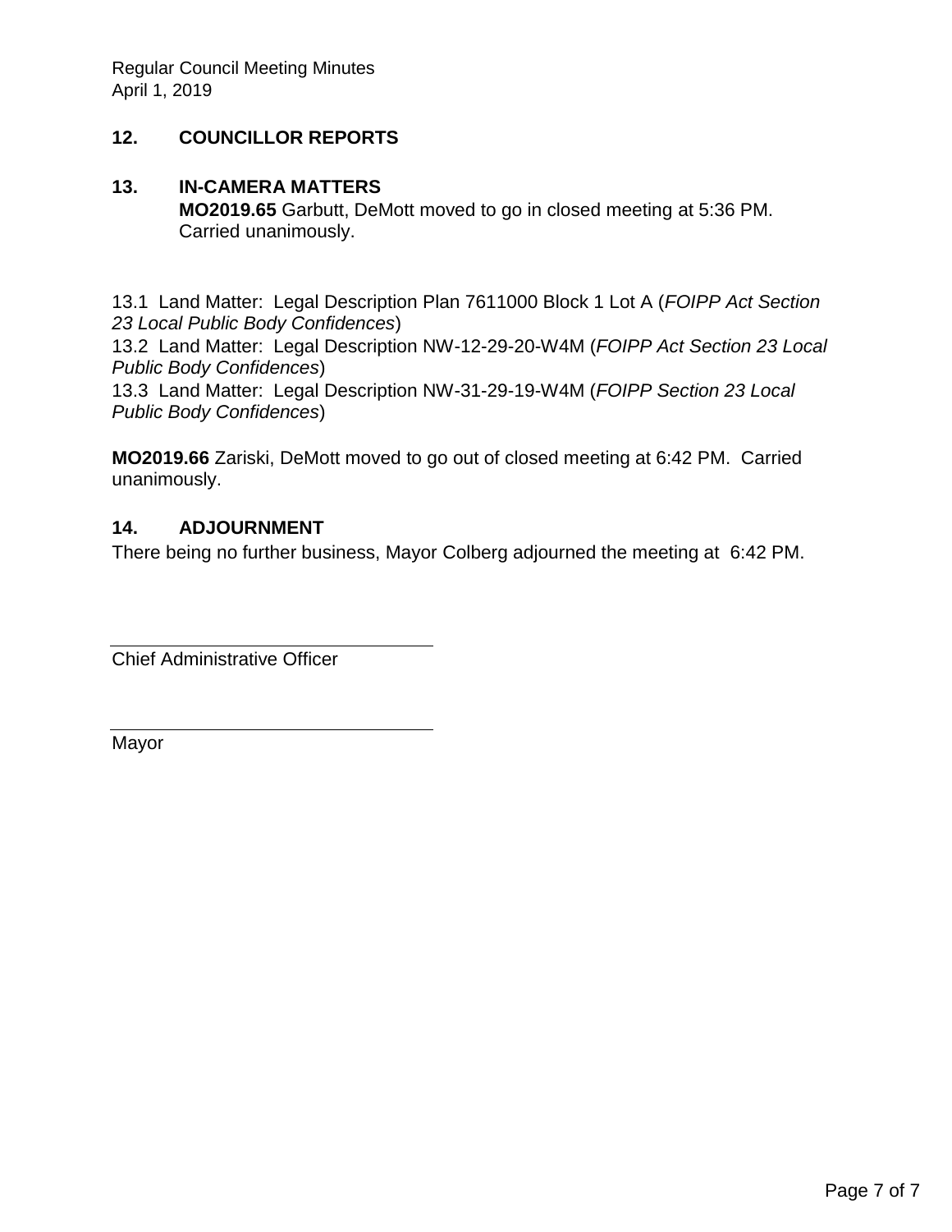## 12. COUNCILLOR REPORTS

## 13. IN-CAMERA MATTERS

**MO2019.65** Garbutt, DeMott moved to go in closed meeting at 5:36 PM. Carried unanimously.

13.1 Land Matter: Legal Description Plan 7611000 Block 1 Lot A (*FOIPP Act Section 23 Local Public Body Confidences*)
13.2 Land Matter: Legal Description NW-12-29-20-W4M (*FOIPP Act Section 23 Local Public Body Confidences*)
13.3 Land Matter: Legal Description NW-31-29-19-W4M (*FOIPP Section 23 Local Public Body Confidences*)

**MO2019.66** Zariski, DeMott moved to go out of closed meeting at 6:42 PM. Carried unanimously.

## 14. ADJOURNMENT

There being no further business, Mayor Colberg adjourned the meeting at 6:42 PM.

\_\_\_\_\_\_\_\_\_\_\_\_\_\_\_\_\_\_\_\_\_\_\_\_\_\_\_\_\_\_\_\_\_\_
Chief Administrative Officer

\_\_\_\_\_\_\_\_\_\_\_\_\_\_\_\_\_\_\_\_\_\_\_\_\_\_\_\_\_\_\_\_\_\_
Mayor